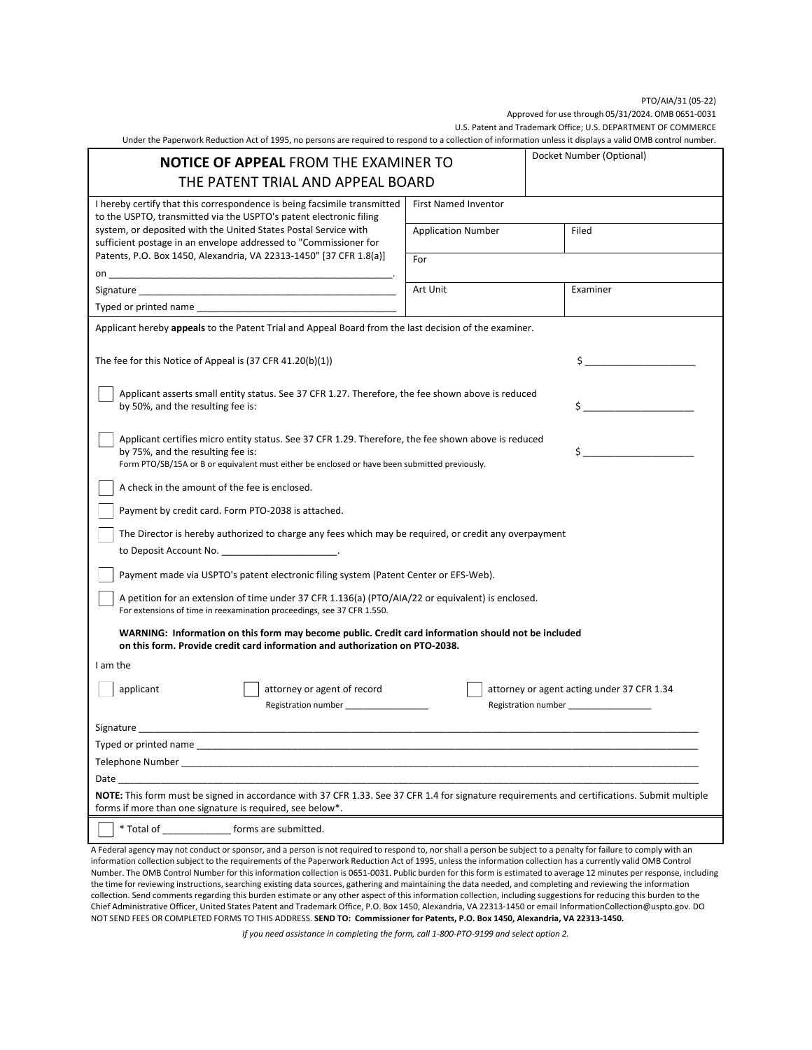PTO/AIA/31 (05-22)

Approved for use through 05/31/2024. OMB 0651-0031

U.S. Patent and Trademark Office; U.S. DEPARTMENT OF COMMERCE

Under the Paperwork Reduction Act of 1995, no persons are required to respond to a collection of information unless it displays a valid OMB control number.

# **NOTICE OF APPEAL** FROM THE EXAMINER TO THE PATENT TRIAL AND APPEAL BOARD

| | | |
|---|---|---|
| | Docket Number (Optional) | |
| I hereby certify that this correspondence is being facsimile transmitted to the USPTO, transmitted via the USPTO's patent electronic filing system, or deposited with the United States Postal Service with sufficient postage in an envelope addressed to "Commissioner for Patents, P.O. Box 1450, Alexandria, VA 22313-1450" [37 CFR 1.8(a)] | First Named Inventor | |
| on ______________________. | Application Number | Filed |
| Signature ______________________ | For | |
| Typed or printed name ______________________ | Art Unit | Examiner |

Applicant hereby **appeals** to the Patent Trial and Appeal Board from the last decision of the examiner.

The fee for this Notice of Appeal is (37 CFR 41.20(b)(1)) $ ____________________

☐ Applicant asserts small entity status. See 37 CFR 1.27. Therefore, the fee shown above is reduced by 50%, and the resulting fee is: $ ____________________

☐ Applicant certifies micro entity status. See 37 CFR 1.29. Therefore, the fee shown above is reduced by 75%, and the resulting fee is: $ ____________________
Form PTO/SB/15A or B or equivalent must either be enclosed or have been submitted previously.

☐ A check in the amount of the fee is enclosed.

☐ Payment by credit card. Form PTO-2038 is attached.

☐ The Director is hereby authorized to charge any fees which may be required, or credit any overpayment to Deposit Account No. ____________________.

☐ Payment made via USPTO's patent electronic filing system (Patent Center or EFS-Web).

☐ A petition for an extension of time under 37 CFR 1.136(a) (PTO/AIA/22 or equivalent) is enclosed.
For extensions of time in reexamination proceedings, see 37 CFR 1.550.

**WARNING: Information on this form may become public. Credit card information should not be included on this form. Provide credit card information and authorization on PTO-2038.**

I am the

☐ applicant

☐ attorney or agent of record
Registration number ____________________

☐ attorney or agent acting under 37 CFR 1.34
Registration number ____________________

Signature ______________________________________________

Typed or printed name ______________________________________________

Telephone Number ______________________________________________

Date ______________________________________________

**NOTE:** This form must be signed in accordance with 37 CFR 1.33. See 37 CFR 1.4 for signature requirements and certifications. Submit multiple forms if more than one signature is required, see below*.

☐ * Total of ____________ forms are submitted.

A Federal agency may not conduct or sponsor, and a person is not required to respond to, nor shall a person be subject to a penalty for failure to comply with an information collection subject to the requirements of the Paperwork Reduction Act of 1995, unless the information collection has a currently valid OMB Control Number. The OMB Control Number for this information collection is 0651-0031. Public burden for this form is estimated to average 12 minutes per response, including the time for reviewing instructions, searching existing data sources, gathering and maintaining the data needed, and completing and reviewing the information collection. Send comments regarding this burden estimate or any other aspect of this information collection, including suggestions for reducing this burden to the Chief Administrative Officer, United States Patent and Trademark Office, P.O. Box 1450, Alexandria, VA 22313-1450 or email InformationCollection@uspto.gov. DO NOT SEND FEES OR COMPLETED FORMS TO THIS ADDRESS. **SEND TO: Commissioner for Patents, P.O. Box 1450, Alexandria, VA 22313-1450.**

*If you need assistance in completing the form, call 1-800-PTO-9199 and select option 2.*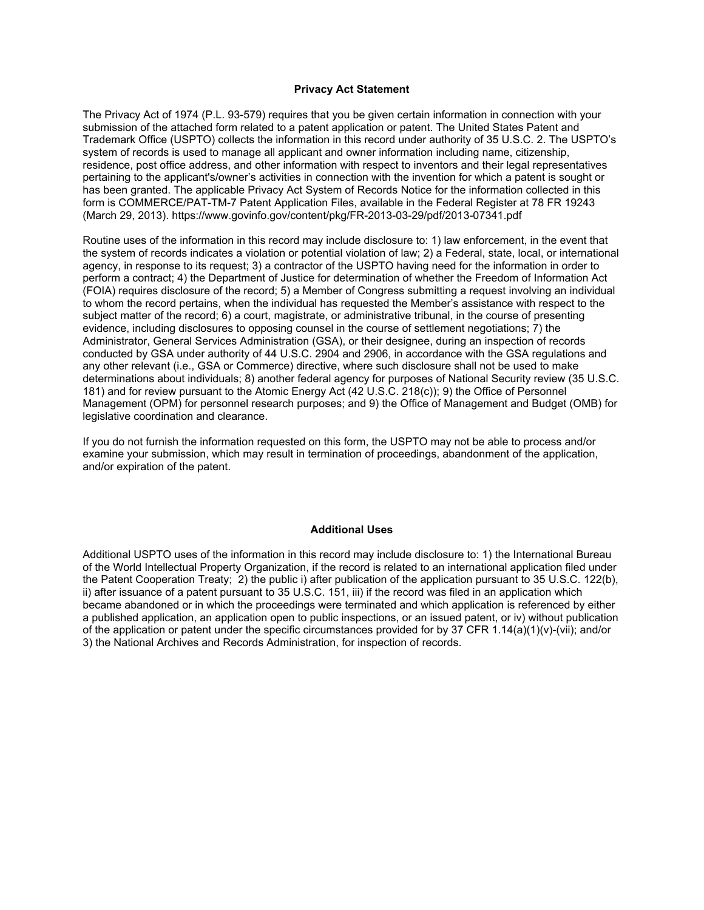## Privacy Act Statement

The Privacy Act of 1974 (P.L. 93-579) requires that you be given certain information in connection with your submission of the attached form related to a patent application or patent. The United States Patent and Trademark Office (USPTO) collects the information in this record under authority of 35 U.S.C. 2. The USPTO's system of records is used to manage all applicant and owner information including name, citizenship, residence, post office address, and other information with respect to inventors and their legal representatives pertaining to the applicant's/owner's activities in connection with the invention for which a patent is sought or has been granted. The applicable Privacy Act System of Records Notice for the information collected in this form is COMMERCE/PAT-TM-7 Patent Application Files, available in the Federal Register at 78 FR 19243 (March 29, 2013). https://www.govinfo.gov/content/pkg/FR-2013-03-29/pdf/2013-07341.pdf

Routine uses of the information in this record may include disclosure to: 1) law enforcement, in the event that the system of records indicates a violation or potential violation of law; 2) a Federal, state, local, or international agency, in response to its request; 3) a contractor of the USPTO having need for the information in order to perform a contract; 4) the Department of Justice for determination of whether the Freedom of Information Act (FOIA) requires disclosure of the record; 5) a Member of Congress submitting a request involving an individual to whom the record pertains, when the individual has requested the Member's assistance with respect to the subject matter of the record; 6) a court, magistrate, or administrative tribunal, in the course of presenting evidence, including disclosures to opposing counsel in the course of settlement negotiations; 7) the Administrator, General Services Administration (GSA), or their designee, during an inspection of records conducted by GSA under authority of 44 U.S.C. 2904 and 2906, in accordance with the GSA regulations and any other relevant (i.e., GSA or Commerce) directive, where such disclosure shall not be used to make determinations about individuals; 8) another federal agency for purposes of National Security review (35 U.S.C. 181) and for review pursuant to the Atomic Energy Act (42 U.S.C. 218(c)); 9) the Office of Personnel Management (OPM) for personnel research purposes; and 9) the Office of Management and Budget (OMB) for legislative coordination and clearance.

If you do not furnish the information requested on this form, the USPTO may not be able to process and/or examine your submission, which may result in termination of proceedings, abandonment of the application, and/or expiration of the patent.

## Additional Uses

Additional USPTO uses of the information in this record may include disclosure to: 1) the International Bureau of the World Intellectual Property Organization, if the record is related to an international application filed under the Patent Cooperation Treaty; 2) the public i) after publication of the application pursuant to 35 U.S.C. 122(b), ii) after issuance of a patent pursuant to 35 U.S.C. 151, iii) if the record was filed in an application which became abandoned or in which the proceedings were terminated and which application is referenced by either a published application, an application open to public inspections, or an issued patent, or iv) without publication of the application or patent under the specific circumstances provided for by 37 CFR 1.14(a)(1)(v)-(vii); and/or 3) the National Archives and Records Administration, for inspection of records.